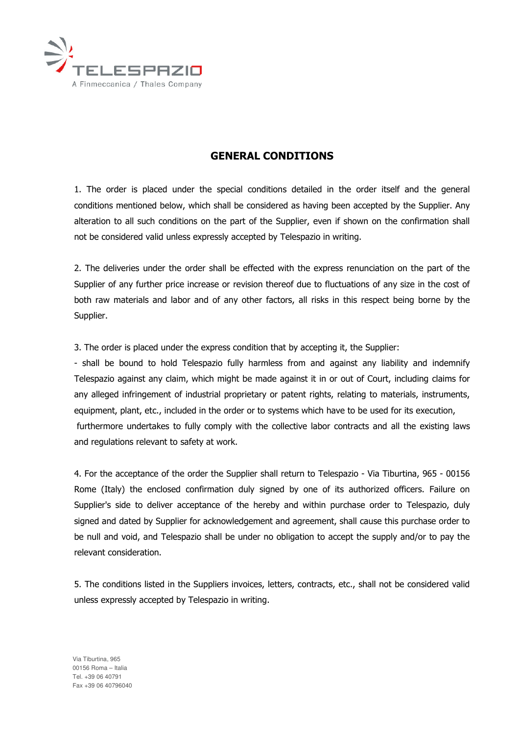TELESPAZIO
A Finmeccanica / Thales Company

## GENERAL CONDITIONS

1. The order is placed under the special conditions detailed in the order itself and the general conditions mentioned below, which shall be considered as having been accepted by the Supplier. Any alteration to all such conditions on the part of the Supplier, even if shown on the confirmation shall not be considered valid unless expressly accepted by Telespazio in writing.

2. The deliveries under the order shall be effected with the express renunciation on the part of the Supplier of any further price increase or revision thereof due to fluctuations of any size in the cost of both raw materials and labor and of any other factors, all risks in this respect being borne by the Supplier.

3. The order is placed under the express condition that by accepting it, the Supplier:

- shall be bound to hold Telespazio fully harmless from and against any liability and indemnify Telespazio against any claim, which might be made against it in or out of Court, including claims for any alleged infringement of industrial proprietary or patent rights, relating to materials, instruments, equipment, plant, etc., included in the order or to systems which have to be used for its execution,

furthermore undertakes to fully comply with the collective labor contracts and all the existing laws and regulations relevant to safety at work.

4. For the acceptance of the order the Supplier shall return to Telespazio - Via Tiburtina, 965 - 00156 Rome (Italy) the enclosed confirmation duly signed by one of its authorized officers. Failure on Supplier's side to deliver acceptance of the hereby and within purchase order to Telespazio, duly signed and dated by Supplier for acknowledgement and agreement, shall cause this purchase order to be null and void, and Telespazio shall be under no obligation to accept the supply and/or to pay the relevant consideration.

5. The conditions listed in the Suppliers invoices, letters, contracts, etc., shall not be considered valid unless expressly accepted by Telespazio in writing.

Via Tiburtina, 965
00156 Roma – Italia
Tel. +39 06 40791
Fax +39 06 40796040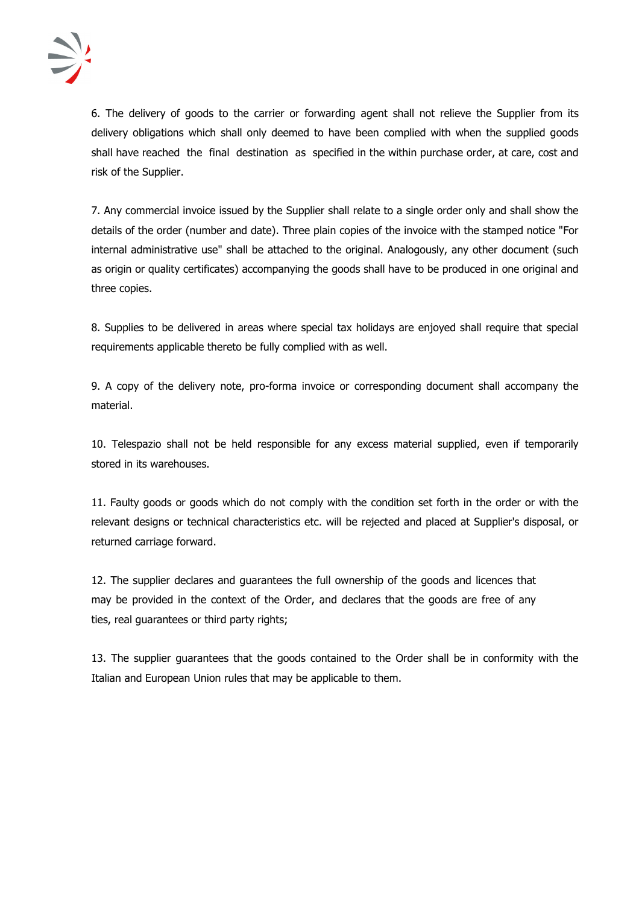6. The delivery of goods to the carrier or forwarding agent shall not relieve the Supplier from its delivery obligations which shall only deemed to have been complied with when the supplied goods shall have reached the final destination as specified in the within purchase order, at care, cost and risk of the Supplier.

7. Any commercial invoice issued by the Supplier shall relate to a single order only and shall show the details of the order (number and date). Three plain copies of the invoice with the stamped notice "For internal administrative use" shall be attached to the original. Analogously, any other document (such as origin or quality certificates) accompanying the goods shall have to be produced in one original and three copies.

8. Supplies to be delivered in areas where special tax holidays are enjoyed shall require that special requirements applicable thereto be fully complied with as well.

9. A copy of the delivery note, pro-forma invoice or corresponding document shall accompany the material.

10. Telespazio shall not be held responsible for any excess material supplied, even if temporarily stored in its warehouses.

11. Faulty goods or goods which do not comply with the condition set forth in the order or with the relevant designs or technical characteristics etc. will be rejected and placed at Supplier's disposal, or returned carriage forward.

12. The supplier declares and guarantees the full ownership of the goods and licences that may be provided in the context of the Order, and declares that the goods are free of any ties, real guarantees or third party rights;

13. The supplier guarantees that the goods contained to the Order shall be in conformity with the Italian and European Union rules that may be applicable to them.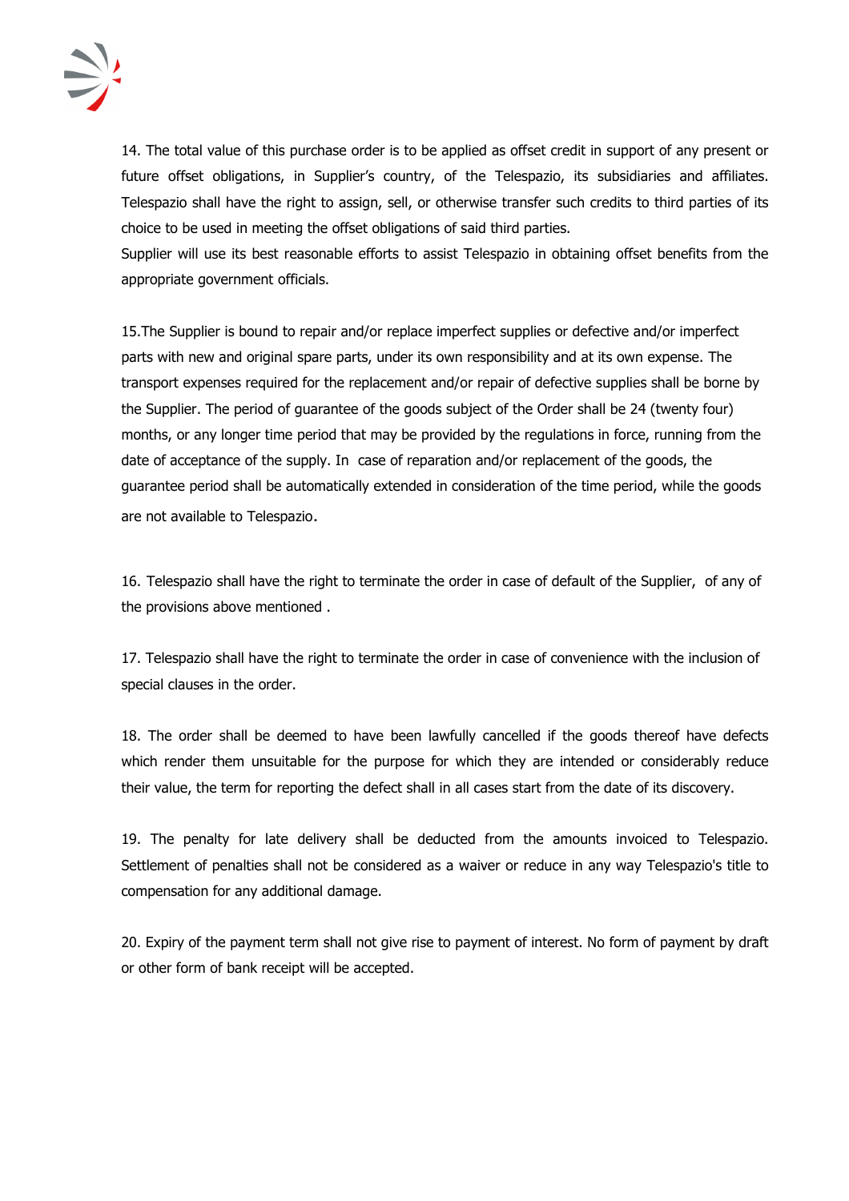14. The total value of this purchase order is to be applied as offset credit in support of any present or future offset obligations, in Supplier's country, of the Telespazio, its subsidiaries and affiliates. Telespazio shall have the right to assign, sell, or otherwise transfer such credits to third parties of its choice to be used in meeting the offset obligations of said third parties.
Supplier will use its best reasonable efforts to assist Telespazio in obtaining offset benefits from the appropriate government officials.

15.The Supplier is bound to repair and/or replace imperfect supplies or defective and/or imperfect parts with new and original spare parts, under its own responsibility and at its own expense. The transport expenses required for the replacement and/or repair of defective supplies shall be borne by the Supplier. The period of guarantee of the goods subject of the Order shall be 24 (twenty four) months, or any longer time period that may be provided by the regulations in force, running from the date of acceptance of the supply. In case of reparation and/or replacement of the goods, the guarantee period shall be automatically extended in consideration of the time period, while the goods are not available to Telespazio.

16. Telespazio shall have the right to terminate the order in case of default of the Supplier, of any of the provisions above mentioned .

17. Telespazio shall have the right to terminate the order in case of convenience with the inclusion of special clauses in the order.

18. The order shall be deemed to have been lawfully cancelled if the goods thereof have defects which render them unsuitable for the purpose for which they are intended or considerably reduce their value, the term for reporting the defect shall in all cases start from the date of its discovery.

19. The penalty for late delivery shall be deducted from the amounts invoiced to Telespazio. Settlement of penalties shall not be considered as a waiver or reduce in any way Telespazio's title to compensation for any additional damage.

20. Expiry of the payment term shall not give rise to payment of interest. No form of payment by draft or other form of bank receipt will be accepted.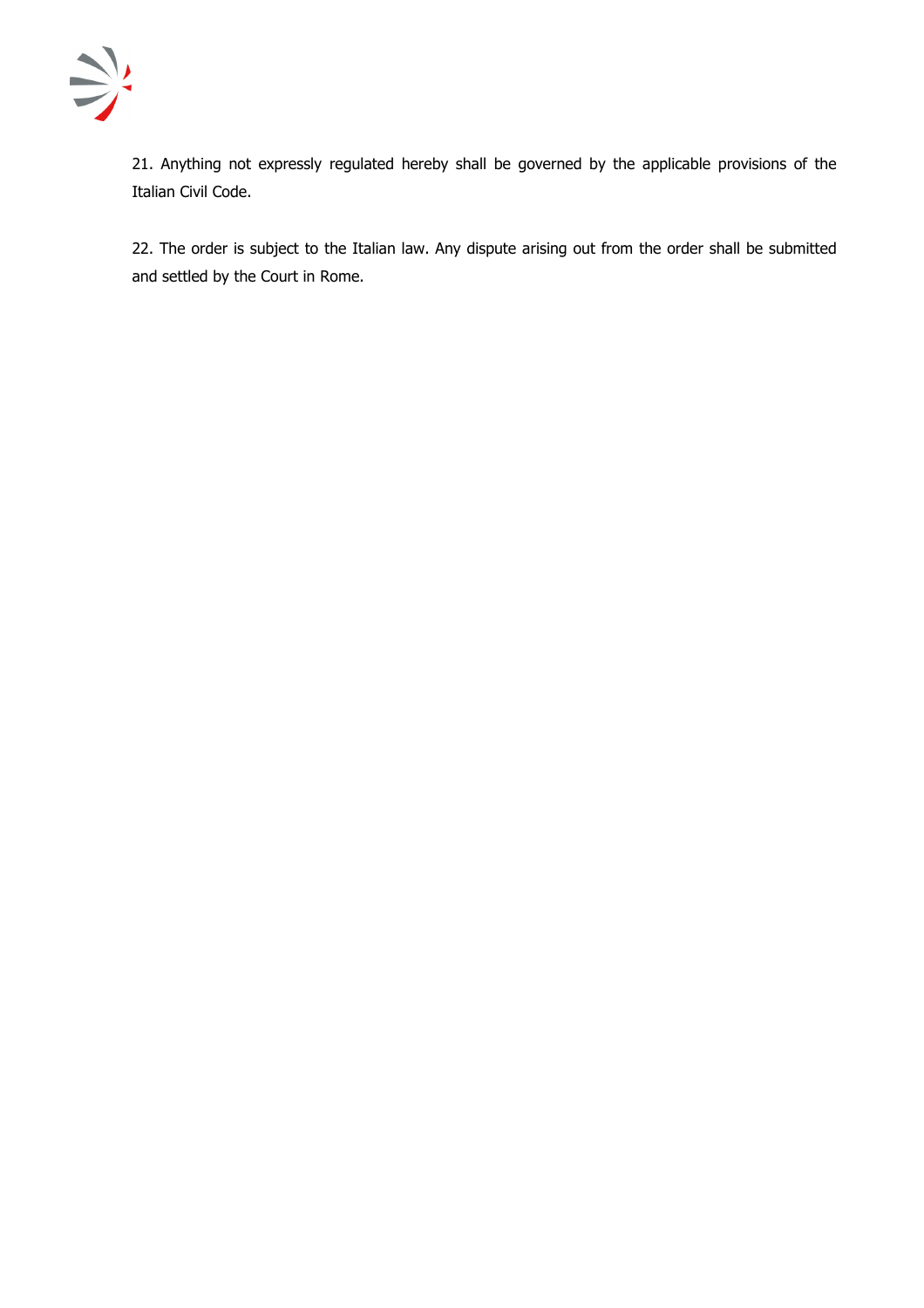21. Anything not expressly regulated hereby shall be governed by the applicable provisions of the Italian Civil Code.

22. The order is subject to the Italian law. Any dispute arising out from the order shall be submitted and settled by the Court in Rome.